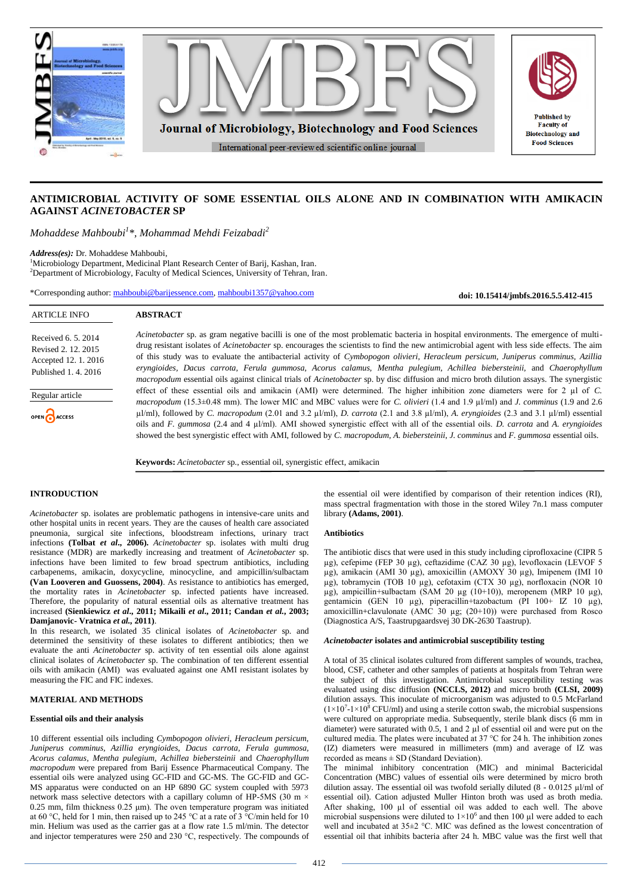# ANTIMICROBIAL ACTIVITY OF SOME ESSENTIAL OILS ALONE AND IN COMBINATION WITH AMIKACIN AGAINST *ACINETOBACTER* SP

*Mohaddese Mahboubi[1]\*, Mohammad Mehdi Feizabadi[2]*

***Address(es):*** Dr. Mohaddese Mahboubi,
[1]Microbiology Department, Medicinal Plant Research Center of Barij, Kashan, Iran.
[2]Department of Microbiology, Faculty of Medical Sciences, University of Tehran, Iran.

*Corresponding author: mahboubi@barijessence.com, mahboubi1357@yahoo.com

**doi: 10.15414/jmbfs.2016.5.5.412-415**

ARTICLE INFO

Received 6. 5. 2014
Revised 2. 12. 2015
Accepted 12. 1. 2016
Published 1. 4. 2016

Regular article

OPEN ACCESS

## ABSTRACT

*Acinetobacter* sp. as gram negative bacilli is one of the most problematic bacteria in hospital environments. The emergence of multi-drug resistant isolates of *Acinetobacter* sp. encourages the scientists to find the new antimicrobial agent with less side effects. The aim of this study was to evaluate the antibacterial activity of *Cymbopogon olivieri, Heracleum persicum, Juniperus comminus, Azillia eryngioides, Dacus carrota, Ferula gummosa, Acorus calamus, Mentha pulegium, Achillea biebersteinii,* and *Chaerophyllum macropodum* essential oils against clinical trials of *Acinetobacter* sp. by disc diffusion and micro broth dilution assays. The synergistic effect of these essential oils and amikacin (AMI) were determined. The higher inhibition zone diameters were for 2 µl of *C. macropodum* (15.3±0.48 mm). The lower MIC and MBC values were for *C. olivieri* (1.4 and 1.9 µl/ml) and *J. comminus* (1.9 and 2.6 µl/ml), followed by *C. macropodum* (2.01 and 3.2 µl/ml), *D. carrota* (2.1 and 3.8 µl/ml), *A. eryngioides* (2.3 and 3.1 µl/ml) essential oils and *F. gummosa* (2.4 and 4 µl/ml). AMI showed synergistic effect with all of the essential oils. *D. carrota* and *A. eryngioides* showed the best synergistic effect with AMI, followed by *C. macropodum, A. biebersteinii, J. comminus* and *F. gummosa* essential oils.

**Keywords:** *Acinetobacter* sp., essential oil, synergistic effect, amikacin

## INTRODUCTION

*Acinetobacter* sp. isolates are problematic pathogens in intensive-care units and other hospital units in recent years. They are the causes of health care associated pneumonia, surgical site infections, bloodstream infections, urinary tract infections **(Tolbat *et al*., 2006)**. *Acinetobacter* sp. isolates with multi drug resistance (MDR) are markedly increasing and treatment of *Acinetobacter* sp. infections have been limited to few broad spectrum antibiotics, including carbapenems, amikacin, doxycycline, minocycline, and ampicillin/sulbactam **(Van Looveren and Guossens, 2004)**. As resistance to antibiotics has emerged, the mortality rates in *Acinetobacter* sp. infected patients have increased. Therefore, the popularity of natural essential oils as alternative treatment has increased **(Sienkiewicz *et al*., 2011; Mikaili *et al*., 2011; Candan *et al*., 2003; Damjanovic- Vratnica *et al*., 2011)**.

In this research, we isolated 35 clinical isolates of *Acinetobacter* sp. and determined the sensitivity of these isolates to different antibiotics; then we evaluate the anti *Acinetobacter* sp. activity of ten essential oils alone against clinical isolates of *Acinetobacter* sp. The combination of ten different essential oils with amikacin (AMI) was evaluated against one AMI resistant isolates by measuring the FIC and FIC indexes.

## MATERIAL AND METHODS

### Essential oils and their analysis

10 different essential oils including *Cymbopogon olivieri, Heracleum persicum, Juniperus comminus, Azillia eryngioides, Dacus carrota, Ferula gummosa, Acorus calamus, Mentha pulegium, Achillea biebersteinii* and *Chaerophyllum macropodum* were prepared from Barij Essence Pharmaceutical Company. The essential oils were analyzed using GC-FID and GC-MS. The GC-FID and GC-MS apparatus were conducted on an HP 6890 GC system coupled with 5973 network mass selective detectors with a capillary column of HP-5MS (30 m × 0.25 mm, film thickness 0.25 µm). The oven temperature program was initiated at 60 °C, held for 1 min, then raised up to 245 °C at a rate of 3 °C/min held for 10 min. Helium was used as the carrier gas at a flow rate 1.5 ml/min. The detector and injector temperatures were 250 and 230 °C, respectively. The compounds of the essential oil were identified by comparison of their retention indices (RI), mass spectral fragmentation with those in the stored Wiley 7n.1 mass computer library **(Adams, 2001)**.

### Antibiotics

The antibiotic discs that were used in this study including ciprofloxacine (CIPR 5 µg), cefepime (FEP 30 µg), ceftazidime (CAZ 30 µg), levofloxacin (LEVOF 5 µg), amikacin (AMI 30 µg), amoxicillin (AMOXY 30 µg), Imipenem (IMI 10 µg), tobramycin (TOB 10 µg), cefotaxim (CTX 30 µg), norfloxacin (NOR 10 µg), ampicillin+sulbactam (SAM 20 µg (10+10)), meropenem (MRP 10 µg), gentamicin (GEN 10 µg), piperacillin+tazobactum (PI 100+ IZ 10 µg), amoxicillin+clavulonate (AMC 30 µg; (20+10)) were purchased from Rosco (Diagnostica A/S, Taastrupgaardsvej 30 DK-2630 Taastrup).

### *Acinetobacter* isolates and antimicrobial susceptibility testing

A total of 35 clinical isolates cultured from different samples of wounds, trachea, blood, CSF, catheter and other samples of patients at hospitals from Tehran were the subject of this investigation. Antimicrobial susceptibility testing was evaluated using disc diffusion **(NCCLS, 2012)** and micro broth **(CLSI, 2009)** dilution assays. This inoculate of microorganism was adjusted to 0.5 McFarland ($1\times10^{7}$-$1\times10^{8}$ CFU/ml) and using a sterile cotton swab, the microbial suspensions were cultured on appropriate media. Subsequently, sterile blank discs (6 mm in diameter) were saturated with 0.5, 1 and 2 µl of essential oil and were put on the cultured media. The plates were incubated at 37 °C for 24 h. The inhibition zones (IZ) diameters were measured in millimeters (mm) and average of IZ was recorded as means ± SD (Standard Deviation).

The minimal inhibitory concentration (MIC) and minimal Bactericidal Concentration (MBC) values of essential oils were determined by micro broth dilution assay. The essential oil was twofold serially diluted (8 - 0.0125 µl/ml of essential oil). Cation adjusted Muller Hinton broth was used as broth media. After shaking, 100 µl of essential oil was added to each well. The above microbial suspensions were diluted to $1\times10^{6}$ and then 100 µl were added to each well and incubated at 35±2 °C. MIC was defined as the lowest concentration of essential oil that inhibits bacteria after 24 h. MBC value was the first well that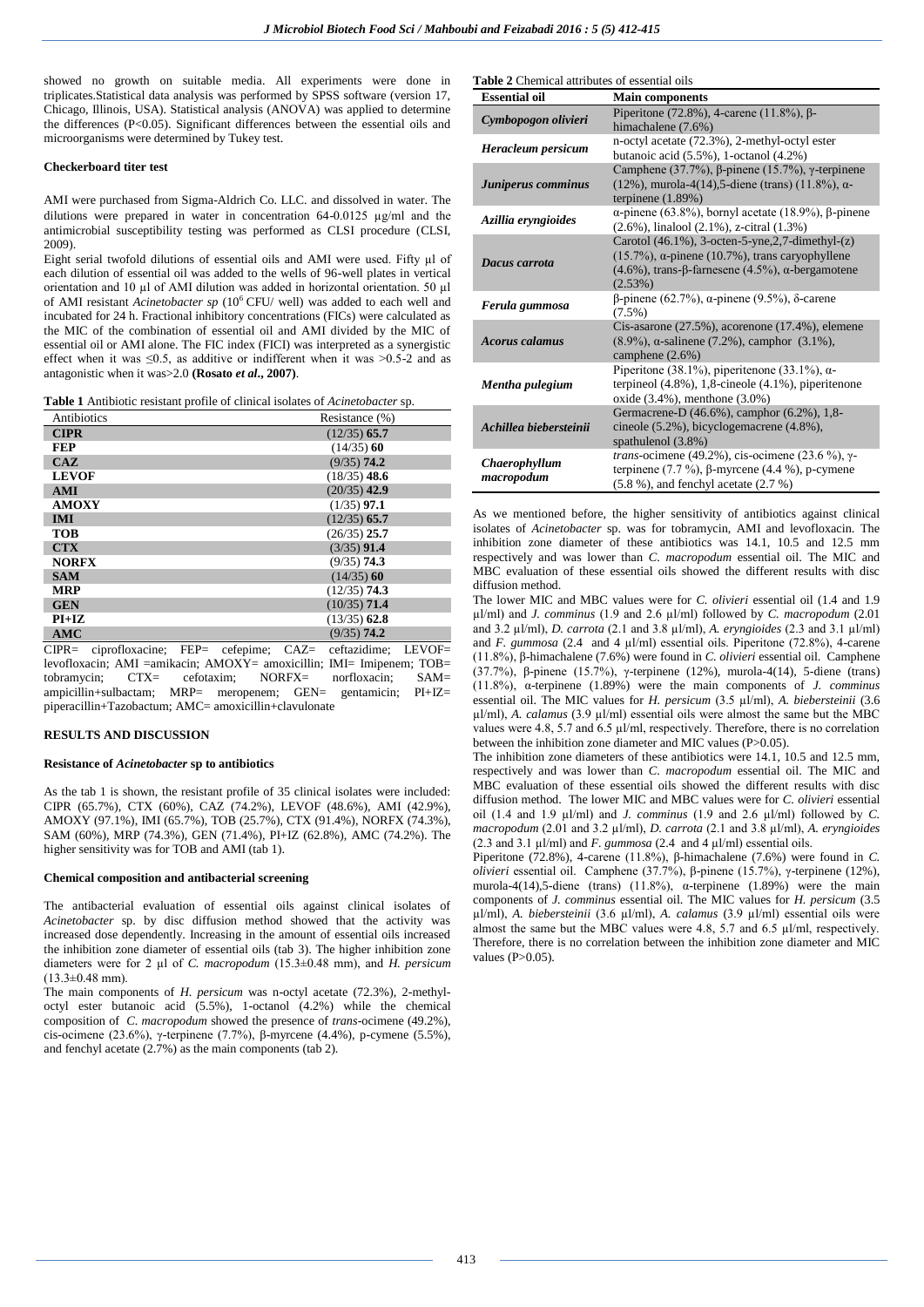showed no growth on suitable media. All experiments were done in triplicates.Statistical data analysis was performed by SPSS software (version 17, Chicago, Illinois, USA). Statistical analysis (ANOVA) was applied to determine the differences (P<0.05). Significant differences between the essential oils and microorganisms were determined by Tukey test.

### Checkerboard titer test

AMI were purchased from Sigma-Aldrich Co. LLC. and dissolved in water. The dilutions were prepared in water in concentration 64-0.0125 µg/ml and the antimicrobial susceptibility testing was performed as CLSI procedure (CLSI, 2009).

Eight serial twofold dilutions of essential oils and AMI were used. Fifty µl of each dilution of essential oil was added to the wells of 96-well plates in vertical orientation and 10 µl of AMI dilution was added in horizontal orientation. 50 µl of AMI resistant *Acinetobacter sp* ($10^6$ CFU/ well) was added to each well and incubated for 24 h. Fractional inhibitory concentrations (FICs) were calculated as the MIC of the combination of essential oil and AMI divided by the MIC of essential oil or AMI alone. The FIC index (FICI) was interpreted as a synergistic effect when it was ≤0.5, as additive or indifferent when it was >0.5-2 and as antagonistic when it was>2.0 **(Rosato *et al.*, 2007)**.

**Table 1** Antibiotic resistant profile of clinical isolates of *Acinetobacter* sp.

| Antibiotics | Resistance (%) |
|---|---|
| **CIPR** | (12/35) **65.7** |
| **FEP** | (14/35) **60** |
| **CAZ** | (9/35) **74.2** |
| **LEVOF** | (18/35) **48.6** |
| **AMI** | (20/35) **42.9** |
| **AMOXY** | (1/35) **97.1** |
| **IMI** | (12/35) **65.7** |
| **TOB** | (26/35) **25.7** |
| **CTX** | (3/35) **91.4** |
| **NORFX** | (9/35) **74.3** |
| **SAM** | (14/35) **60** |
| **MRP** | (12/35) **74.3** |
| **GEN** | (10/35) **71.4** |
| **PI+IZ** | (13/35) **62.8** |
| **AMC** | (9/35) **74.2** |

CIPR= ciprofloxacine; FEP= cefepime; CAZ= ceftazidime; LEVOF= levofloxacin; AMI =amikacin; AMOXY= amoxicillin; IMI= Imipenem; TOB= tobramycin; CTX= cefotaxim; NORFX= norfloxacin; SAM= ampicillin+sulbactam; MRP= meropenem; GEN= gentamicin; PI+IZ= piperacillin+Tazobactum; AMC= amoxicillin+clavulonate

## RESULTS AND DISCUSSION

### Resistance of *Acinetobacter* sp to antibiotics

As the tab 1 is shown, the resistant profile of 35 clinical isolates were included: CIPR (65.7%), CTX (60%), CAZ (74.2%), LEVOF (48.6%), AMI (42.9%), AMOXY (97.1%), IMI (65.7%), TOB (25.7%), CTX (91.4%), NORFX (74.3%), SAM (60%), MRP (74.3%), GEN (71.4%), PI+IZ (62.8%), AMC (74.2%). The higher sensitivity was for TOB and AMI (tab 1).

### Chemical composition and antibacterial screening

The antibacterial evaluation of essential oils against clinical isolates of *Acinetobacter* sp. by disc diffusion method showed that the activity was increased dose dependently. Increasing in the amount of essential oils increased the inhibition zone diameter of essential oils (tab 3). The higher inhibition zone diameters were for 2 µl of *C. macropodum* (15.3±0.48 mm), and *H. persicum* (13.3±0.48 mm).

The main components of *H. persicum* was n-octyl acetate (72.3%), 2-methyl-octyl ester butanoic acid (5.5%), 1-octanol (4.2%) while the chemical composition of *C. macropodum* showed the presence of *trans*-ocimene (49.2%), cis-ocimene (23.6%), γ-terpinene (7.7%), β-myrcene (4.4%), p-cymene (5.5%), and fenchyl acetate (2.7%) as the main components (tab 2).

**Table 2** Chemical attributes of essential oils

| Essential oil | Main components |
|---|---|
| *Cymbopogon olivieri* | Piperitone (72.8%), 4-carene (11.8%), β-himachalene (7.6%) |
| *Heracleum persicum* | n-octyl acetate (72.3%), 2-methyl-octyl ester butanoic acid (5.5%), 1-octanol (4.2%) |
| *Juniperus comminus* | Camphene (37.7%), β-pinene (15.7%), γ-terpinene (12%), murola-4(14),5-diene (trans) (11.8%), α-terpinene (1.89%) |
| *Azillia eryngioides* | α-pinene (63.8%), bornyl acetate (18.9%), β-pinene (2.6%), linalool (2.1%), z-citral (1.3%) |
| *Dacus carrota* | Carotol (46.1%), 3-octen-5-yne,2,7-dimethyl-(z) (15.7%), α-pinene (10.7%), trans caryophyllene (4.6%), trans-β-farnesene (4.5%), α-bergamotene (2.53%) |
| *Ferula gummosa* | β-pinene (62.7%), α-pinene (9.5%), δ-carene (7.5%) |
| *Acorus calamus* | Cis-asarone (27.5%), acorenone (17.4%), elemene (8.9%), α-salinene (7.2%), camphor (3.1%), camphene (2.6%) |
| *Mentha pulegium* | Piperitone (38.1%), piperitenone (33.1%), α-terpineol (4.8%), 1,8-cineole (4.1%), piperitenone oxide (3.4%), menthone (3.0%) |
| *Achillea biebersteinii* | Germacrene-D (46.6%), camphor (6.2%), 1,8-cineole (5.2%), bicyclogemacrene (4.8%), spathulenol (3.8%) |
| *Chaerophyllum macropodum* | *trans*-ocimene (49.2%), cis-ocimene (23.6 %), γ-terpinene (7.7 %), β-myrcene (4.4 %), p-cymene (5.8 %), and fenchyl acetate (2.7 %) |

As we mentioned before, the higher sensitivity of antibiotics against clinical isolates of *Acinetobacter* sp. was for tobramycin, AMI and levofloxacin. The inhibition zone diameter of these antibiotics was 14.1, 10.5 and 12.5 mm respectively and was lower than *C. macropodum* essential oil. The MIC and MBC evaluation of these essential oils showed the different results with disc diffusion method.

The lower MIC and MBC values were for *C. olivieri* essential oil (1.4 and 1.9 µl/ml) and *J. comminus* (1.9 and 2.6 µl/ml) followed by *C. macropodum* (2.01 and 3.2 µl/ml), *D. carrota* (2.1 and 3.8 µl/ml), *A. eryngioides* (2.3 and 3.1 µl/ml) and *F. gummosa* (2.4 and 4 µl/ml) essential oils. Piperitone (72.8%), 4-carene (11.8%), β-himachalene (7.6%) were found in *C. olivieri* essential oil. Camphene (37.7%), β-pinene (15.7%), γ-terpinene (12%), murola-4(14), 5-diene (trans) (11.8%), α-terpinene (1.89%) were the main components of *J. comminus* essential oil. The MIC values for *H. persicum* (3.5 µl/ml), *A. biebersteinii* (3.6 µl/ml), *A. calamus* (3.9 µl/ml) essential oils were almost the same but the MBC values were 4.8, 5.7 and 6.5 µl/ml, respectively. Therefore, there is no correlation between the inhibition zone diameter and MIC values (P>0.05).

The inhibition zone diameters of these antibiotics were 14.1, 10.5 and 12.5 mm, respectively and was lower than *C. macropodum* essential oil. The MIC and MBC evaluation of these essential oils showed the different results with disc diffusion method. The lower MIC and MBC values were for *C. olivieri* essential oil (1.4 and 1.9 µl/ml) and *J. comminus* (1.9 and 2.6 µl/ml) followed by *C. macropodum* (2.01 and 3.2 µl/ml), *D. carrota* (2.1 and 3.8 µl/ml), *A. eryngioides* (2.3 and 3.1 µl/ml) and *F. gummosa* (2.4 and 4 µl/ml) essential oils.

Piperitone (72.8%), 4-carene (11.8%), β-himachalene (7.6%) were found in *C. olivieri* essential oil. Camphene (37.7%), β-pinene (15.7%), γ-terpinene (12%), murola-4(14),5-diene (trans) (11.8%), α-terpinene (1.89%) were the main components of *J. comminus* essential oil. The MIC values for *H. persicum* (3.5 µl/ml), *A. biebersteinii* (3.6 µl/ml), *A. calamus* (3.9 µl/ml) essential oils were almost the same but the MBC values were 4.8, 5.7 and 6.5 µl/ml, respectively. Therefore, there is no correlation between the inhibition zone diameter and MIC values (P>0.05).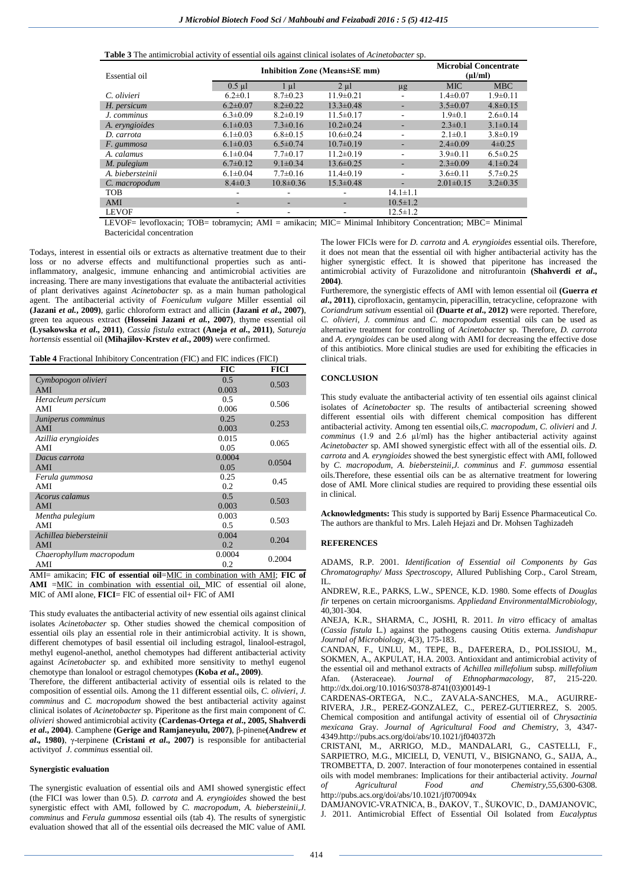**Table 3** The antimicrobial activity of essential oils against clinical isolates of *Acinetobacter* sp.

| Essential oil | Inhibition Zone (Means±SE mm) | | | | Microbial Concentrate (µl/ml) | |
|---|---|---|---|---|---|---|
| | 0.5 µl | 1 µl | 2 µl | µg | MIC | MBC |
| *C. olivieri* | 6.2±0.1 | 8.7±0.23 | 11.9±0.21 | - | 1.4±0.07 | 1.9±0.11 |
| *H. persicum* | 6.2±0.07 | 8.2±0.22 | 13.3±0.48 | - | 3.5±0.07 | 4.8±0.15 |
| *J. comminus* | 6.3±0.09 | 8.2±0.19 | 11.5±0.17 | - | 1.9±0.1 | 2.6±0.14 |
| *A. eryngioides* | 6.1±0.03 | 7.3±0.16 | 10.2±0.24 | - | 2.3±0.1 | 3.1±0.14 |
| *D. carrota* | 6.1±0.03 | 6.8±0.15 | 10.6±0.24 | - | 2.1±0.1 | 3.8±0.19 |
| *F. gummosa* | 6.1±0.03 | 6.5±0.74 | 10.7±0.19 | - | 2.4±0.09 | 4±0.25 |
| *A. calamus* | 6.1±0.04 | 7.7±0.17 | 11.2±0.19 | - | 3.9±0.11 | 6.5±0.25 |
| *M. pulegium* | 6.7±0.12 | 9.1±0.34 | 13.6±0.25 | - | 2.3±0.09 | 4.1±0.24 |
| *A. biebersteinii* | 6.1±0.04 | 7.7±0.16 | 11.4±0.19 | - | 3.6±0.11 | 5.7±0.25 |
| *C. macropodum* | 8.4±0.3 | 10.8±0.36 | 15.3±0.48 | - | 2.01±0.15 | 3.2±0.35 |
| TOB | - | - | - | 14.1±1.1 | | |
| AMI | - | - | - | 10.5±1.2 | | |
| LEVOF | - | - | - | 12.5±1.2 | | |

LEVOF= levofloxacin; TOB= tobramycin; AMI = amikacin; MIC= Minimal Inhibitory Concentration; MBC= Minimal Bactericidal concentration

Todays, interest in essential oils or extracts as alternative treatment due to their loss or no adverse effects and multifunctional properties such as anti-inflammatory, analgesic, immune enhancing and antimicrobial activities are increasing. There are many investigations that evaluate the antibacterial activities of plant derivatives against *Acinetobacter* sp. as a main human pathological agent. The antibacterial activity of *Foeniculum vulgare* Miller essential oil **(Jazani *et al.*, 2009)**, garlic chloroform extract and allicin **(Jazani *et al*., 2007)**, green tea aqueous extract **(Hosseini Jazani *et al.*, 2007)**, thyme essential oil **(Lysakowska *et al*., 2011)**, *Cassia fistula* extract **(Aneja *et al*., 2011)**, *Satureja hortensis* essential oil **(Mihajilov-Krstev *et al*., 2009)** were confirmed.

**Table 4** Fractional Inhibitory Concentration (FIC) and FIC indices (FICI)

| | FIC | FICI |
|---|---|---|
| *Cymbopogon olivieri* | 0.5 | 0.503 |
| AMI | 0.003 | |
| *Heracleum persicum* | 0.5 | 0.506 |
| AMI | 0.006 | |
| *Juniperus comminus* | 0.25 | 0.253 |
| AMI | 0.003 | |
| *Azillia eryngioides* | 0.015 | 0.065 |
| AMI | 0.05 | |
| *Dacus carrota* | 0.0004 | 0.0504 |
| AMI | 0.05 | |
| *Ferula gummosa* | 0.25 | 0.45 |
| AMI | 0.2 | |
| *Acorus calamus* | 0.5 | 0.503 |
| AMI | 0.003 | |
| *Mentha pulegium* | 0.003 | 0.503 |
| AMI | 0.5 | |
| *Achillea biebersteinii* | 0.004 | 0.204 |
| AMI | 0.2 | |
| *Chaerophyllum macropodum* | 0.0004 | 0.2004 |
| AMI | 0.2 | |

AMI= amikacin; **FIC of essential oil**=MIC in combination with AMI; **FIC of AMI** =MIC in combination with essential oil, MIC of essential oil alone, MIC of AMI alone, **FICI**= FIC of essential oil+ FIC of AMI

This study evaluates the antibacterial activity of new essential oils against clinical isolates *Acinetobacter* sp. Other studies showed the chemical composition of essential oils play an essential role in their antimicrobial activity. It is shown, different chemotypes of basil essential oil including estragol, linalool-estragol, methyl eugenol-anethol, anethol chemotypes had different antibacterial activity against *Acinetobacter* sp. and exhibited more sensitivity to methyl eugenol chemotype than lonalool or estragol chemotypes **(Koba *et al*., 2009)**.

Therefore, the different antibacterial activity of essential oils is related to the composition of essential oils. Among the 11 different essential oils, *C. olivieri*, *J. comminus* and *C. macropodum* showed the best antibacterial activity against clinical isolates of *Acinetobacter* sp. Piperitone as the first main component of *C. olivieri* showed antimicrobial activity **(Cardenas-Ortega *et al*., 2005, Shahverdi *et al*., 2004)**. Camphene **(Gerige and Ramjaneyulu, 2007)**, β-pinene**(Andrew *et al*., 1980)**, γ-terpinene **(Cristani *et al*., 2007)** is responsible for antibacterial activityof *J. comminus* essential oil.

### Synergistic evaluation

The synergistic evaluation of essential oils and AMI showed synergistic effect (the FICI was lower than 0.5). *D. carrota* and *A. eryngioides* showed the best synergistic effect with AMI, followed by *C. macropodum*, *A. biebersteinii*,*J. comminus* and *Ferula gummosa* essential oils (tab 4). The results of synergistic evaluation showed that all of the essential oils decreased the MIC value of AMI. The lower FICIs were for *D. carrota* and *A. eryngioides* essential oils. Therefore, it does not mean that the essential oil with higher antibacterial activity has the higher synergistic effect. It is showed that piperitone has increased the antimicrobial activity of Furazolidone and nitrofurantoin **(Shahverdi *et al*., 2004)**.

Furtheremore, the synergistic effects of AMI with lemon essential oil **(Guerra *et al*., 2011)**, ciprofloxacin, gentamycin, piperacillin, tetracycline, cefoprazone with *Coriandrum sativum* essential oil **(Duarte *et al*., 2012)** were reported. Therefore, *C. olivieri*, *J. comminus* and *C. macropodum* essential oils can be used as alternative treatment for controlling of *Acinetobacter* sp. Therefore, *D. carrota* and *A. eryngioides* can be used along with AMI for decreasing the effective dose of this antibiotics. More clinical studies are used for exhibiting the efficacies in clinical trials.

## CONCLUSION

This study evaluate the antibacterial activity of ten essential oils against clinical isolates of *Acinetobacter* sp. The results of antibacterial screening showed different essential oils with different chemical composition has different antibacterial activity. Among ten essential oils,*C. macropodum*, *C. olivieri* and *J. comminus* (1.9 and 2.6 µl/ml) has the higher antibacterial activity against *Acinetobacter* sp. AMI showed synergistic effect with all of the essential oils. *D. carrota* and *A. eryngioides* showed the best synergistic effect with AMI, followed by *C. macropodum*, *A. biebersteinii*,*J. comminus* and *F. gummosa* essential oils.Therefore, these essential oils can be as alternative treatment for lowering dose of AMI. More clinical studies are required to providing these essential oils in clinical.

**Acknowledgments:** This study is supported by Barij Essence Pharmaceutical Co. The authors are thankful to Mrs. Laleh Hejazi and Dr. Mohsen Taghizadeh

## REFERENCES

ADAMS, R.P. 2001. *Identification of Essential oil Components by Gas Chromatography/ Mass Spectroscopy*, Allured Publishing Corp., Carol Stream, IL.

ANDREW, R.E., PARKS, L.W., SPENCE, K.D. 1980. Some effects of *Douglas fir* terpenes on certain microorganisms. *Appliedand EnvironmentalMicrobiology*, 40,301-304.

ANEJA, K.R., SHARMA, C., JOSHI, R. 2011. *In vitro* efficacy of amaltas (*Cassia fistula* L.) against the pathogens causing Otitis externa. *Jundishapur Journal of Microbiology*, 4(3), 175-183.

CANDAN, F., UNLU, M., TEPE, B., DAFERERA, D., POLISSIOU, M., SOKMEN, A., AKPULAT, H.A. 2003. Antioxidant and antimicrobial activity of the essential oil and methanol extracts of *Achillea millefolium* subsp. *millefolium* Afan. (Asteraceae). *Journal of Ethnopharmacology*, 87, 215-220. http://dx.doi.org/10.1016/S0378-8741(03)00149-1

CARDENAS-ORTEGA, N.C., ZAVALA-SANCHES, M.A., AGUIRRE-RIVERA, J.R., PEREZ-GONZALEZ, C., PEREZ-GUTIERREZ, S. 2005. Chemical composition and antifungal activity of essential oil of *Chrysactinia mexicana* Gray. *Journal of Agricultural Food and Chemistry*, 3, 4347-4349.http://pubs.acs.org/doi/abs/10.1021/jf040372h

CRISTANI, M., ARRIGO, M.D., MANDALARI, G., CASTELLI, F., SARPIETRO, M.G., MICIELI, D, VENUTI, V., BISIGNANO, G., SAIJA, A., TROMBETTA, D. 2007. Interaction of four monoterpenes contained in essential oils with model membranes: Implications for their antibacterial activity. *Journal of Agricultural Food and Chemistry*,55,6300-6308. http://pubs.acs.org/doi/abs/10.1021/jf070094x

DAMJANOVIC-VRATNICA, B., ĐAKOV, T., ŠUKOVIC, D., DAMJANOVIC, J. 2011. Antimicrobial Effect of Essential Oil Isolated from *Eucalyptus*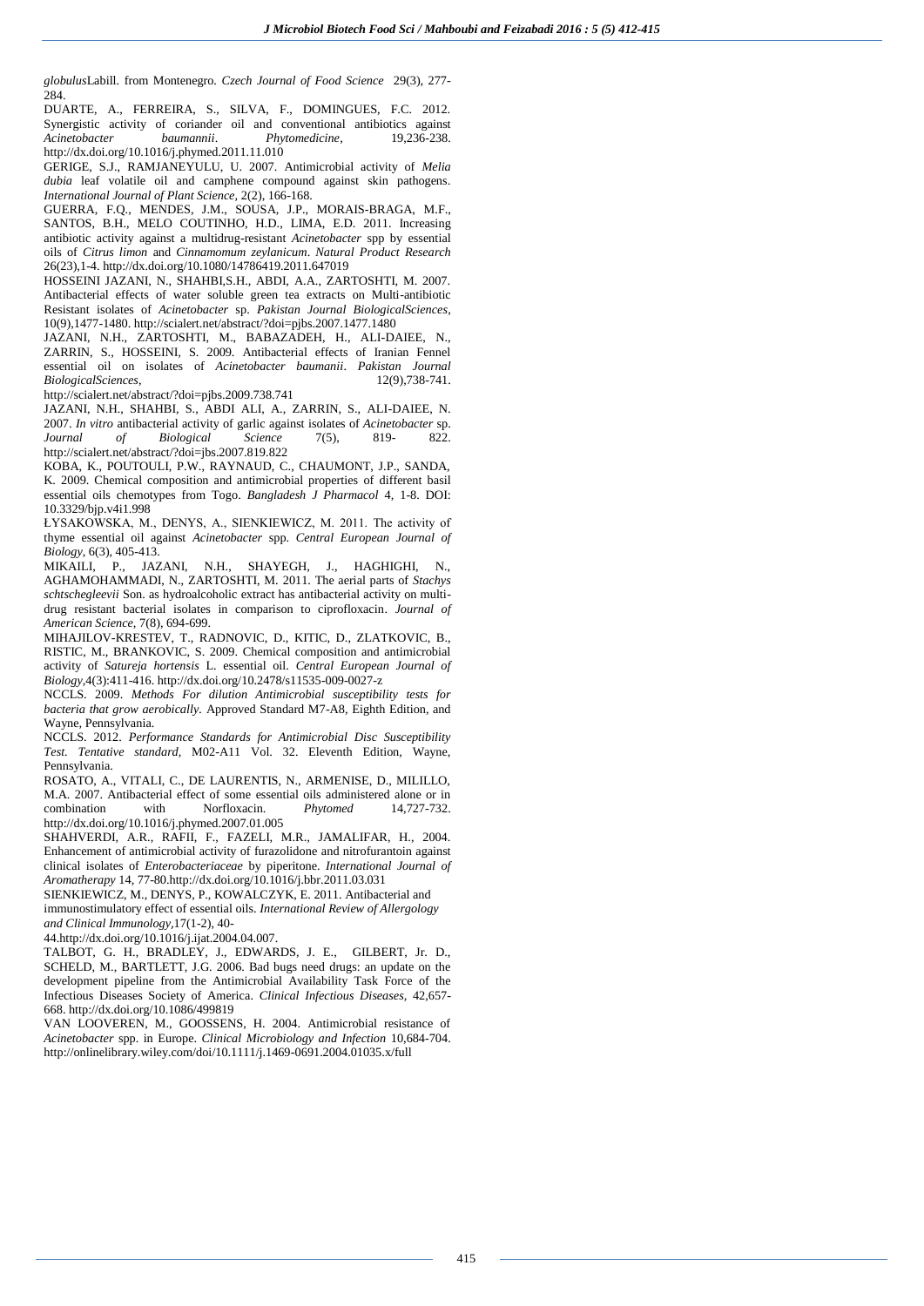*globulus*Labill. from Montenegro. *Czech Journal of Food Science* 29(3), 277-284.

DUARTE, A., FERREIRA, S., SILVA, F., DOMINGUES, F.C. 2012. Synergistic activity of coriander oil and conventional antibiotics against *Acinetobacter baumannii*. *Phytomedicine*, 19,236-238. http://dx.doi.org/10.1016/j.phymed.2011.11.010

GERIGE, S.J., RAMJANEYULU, U. 2007. Antimicrobial activity of *Melia dubia* leaf volatile oil and camphene compound against skin pathogens. *International Journal of Plant Science*, 2(2), 166-168.

GUERRA, F.Q., MENDES, J.M., SOUSA, J.P., MORAIS-BRAGA, M.F., SANTOS, B.H., MELO COUTINHO, H.D., LIMA, E.D. 2011. Increasing antibiotic activity against a multidrug-resistant *Acinetobacter* spp by essential oils of *Citrus limon* and *Cinnamomum zeylanicum*. *Natural Product Research* 26(23),1-4. http://dx.doi.org/10.1080/14786419.2011.647019

HOSSEINI JAZANI, N., SHAHBI,S.H., ABDI, A.A., ZARTOSHTI, M. 2007. Antibacterial effects of water soluble green tea extracts on Multi-antibiotic Resistant isolates of *Acinetobacter* sp. *Pakistan Journal BiologicalSciences*, 10(9),1477-1480. http://scialert.net/abstract/?doi=pjbs.2007.1477.1480

JAZANI, N.H., ZARTOSHTI, M., BABAZADEH, H., ALI-DAIEE, N., ZARRIN, S., HOSSEINI, S. 2009. Antibacterial effects of Iranian Fennel essential oil on isolates of *Acinetobacter baumanii*. *Pakistan Journal BiologicalSciences*, 12(9),738-741. http://scialert.net/abstract/?doi=pjbs.2009.738.741

JAZANI, N.H., SHAHBI, S., ABDI ALI, A., ZARRIN, S., ALI-DAIEE, N. 2007. *In vitro* antibacterial activity of garlic against isolates of *Acinetobacter* sp. *Journal of Biological Science* 7(5), 819- 822. http://scialert.net/abstract/?doi=jbs.2007.819.822

KOBA, K., POUTOULI, P.W., RAYNAUD, C., CHAUMONT, J.P., SANDA, K. 2009. Chemical composition and antimicrobial properties of different basil essential oils chemotypes from Togo. *Bangladesh J Pharmacol* 4, 1-8. DOI: 10.3329/bjp.v4i1.998

ŁYSAKOWSKA, M., DENYS, A., SIENKIEWICZ, M. 2011. The activity of thyme essential oil against *Acinetobacter* spp. *Central European Journal of Biology*, 6(3), 405-413.

MIKAILI, P., JAZANI, N.H., SHAYEGH, J., HAGHIGHI, N., AGHAMOHAMMADI, N., ZARTOSHTI, M. 2011. The aerial parts of *Stachys schtschegleevii* Son. as hydroalcoholic extract has antibacterial activity on multi-drug resistant bacterial isolates in comparison to ciprofloxacin. *Journal of American Science*, 7(8), 694-699.

MIHAJILOV-KRESTEV, T., RADNOVIC, D., KITIC, D., ZLATKOVIC, B., RISTIC, M., BRANKOVIC, S. 2009. Chemical composition and antimicrobial activity of *Satureja hortensis* L. essential oil. *Central European Journal of Biology*,4(3):411-416. http://dx.doi.org/10.2478/s11535-009-0027-z

NCCLS. 2009. *Methods For dilution Antimicrobial susceptibility tests for bacteria that grow aerobically.* Approved Standard M7-A8, Eighth Edition, and Wayne, Pennsylvania.

NCCLS. 2012. *Performance Standards for Antimicrobial Disc Susceptibility Test. Tentative standard*, M02-A11 Vol. 32. Eleventh Edition, Wayne, Pennsylvania.

ROSATO, A., VITALI, C., DE LAURENTIS, N., ARMENISE, D., MILILLO, M.A. 2007. Antibacterial effect of some essential oils administered alone or in combination with Norfloxacin. *Phytomed* 14,727-732. http://dx.doi.org/10.1016/j.phymed.2007.01.005

SHAHVERDI, A.R., RAFII, F., FAZELI, M.R., JAMALIFAR, H., 2004. Enhancement of antimicrobial activity of furazolidone and nitrofurantoin against clinical isolates of *Enterobacteriaceae* by piperitone. *International Journal of Aromatherapy* 14, 77-80.http://dx.doi.org/10.1016/j.bbr.2011.03.031

SIENKIEWICZ, M., DENYS, P., KOWALCZYK, E. 2011. Antibacterial and immunostimulatory effect of essential oils. *International Review of Allergology and Clinical Immunology*,17(1-2), 40-44.http://dx.doi.org/10.1016/j.ijat.2004.04.007.

TALBOT, G. H., BRADLEY, J., EDWARDS, J. E., GILBERT, Jr. D., SCHELD, M., BARTLETT, J.G. 2006. Bad bugs need drugs: an update on the development pipeline from the Antimicrobial Availability Task Force of the Infectious Diseases Society of America. *Clinical Infectious Diseases*, 42,657-668. http://dx.doi.org/10.1086/499819

VAN LOOVEREN, M., GOOSSENS, H. 2004. Antimicrobial resistance of *Acinetobacter* spp. in Europe. *Clinical Microbiology and Infection* 10,684-704. http://onlinelibrary.wiley.com/doi/10.1111/j.1469-0691.2004.01035.x/full